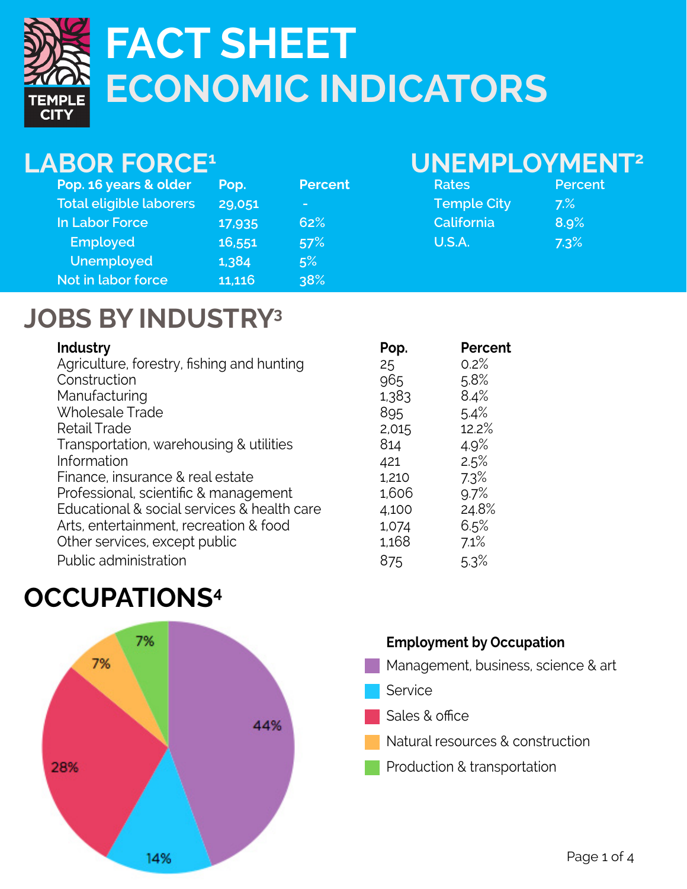# FACT SHEET
# ECONOMIC INDICATORS

TEMPLE CITY

## LABOR FORCE[1]

| Pop. 16 years & older | Pop. | Percent |
|---|---|---|
| Total eligible laborers | 29,051 | - |
| In Labor Force | 17,935 | 62% |
| Employed | 16,551 | 57% |
| Unemployed | 1,384 | 5% |
| Not in labor force | 11,116 | 38% |

## UNEMPLOYMENT[2]

| Rates | Percent |
|---|---|
| Temple City | 7.% |
| California | 8.9% |
| U.S.A. | 7.3% |

## JOBS BY INDUSTRY[3]

| Industry | Pop. | Percent |
|---|---|---|
| Agriculture, forestry, fishing and hunting | 25 | 0.2% |
| Construction | 965 | 5.8% |
| Manufacturing | 1,383 | 8.4% |
| Wholesale Trade | 895 | 5.4% |
| Retail Trade | 2,015 | 12.2% |
| Transportation, warehousing & utilities | 814 | 4.9% |
| Information | 421 | 2.5% |
| Finance, insurance & real estate | 1,210 | 7.3% |
| Professional, scientific & management | 1,606 | 9.7% |
| Educational & social services & health care | 4,100 | 24.8% |
| Arts, entertainment, recreation & food | 1,074 | 6.5% |
| Other services, except public | 1,168 | 7.1% |
| Public administration | 875 | 5.3% |

## OCCUPATIONS[4]

**Employment by Occupation**

| Occupation | Percent |
|---|---|
| Management, business, science & art | 44% |
| Service | 14% |
| Sales & office | 28% |
| Natural resources & construction | 7% |
| Production & transportation | 7% |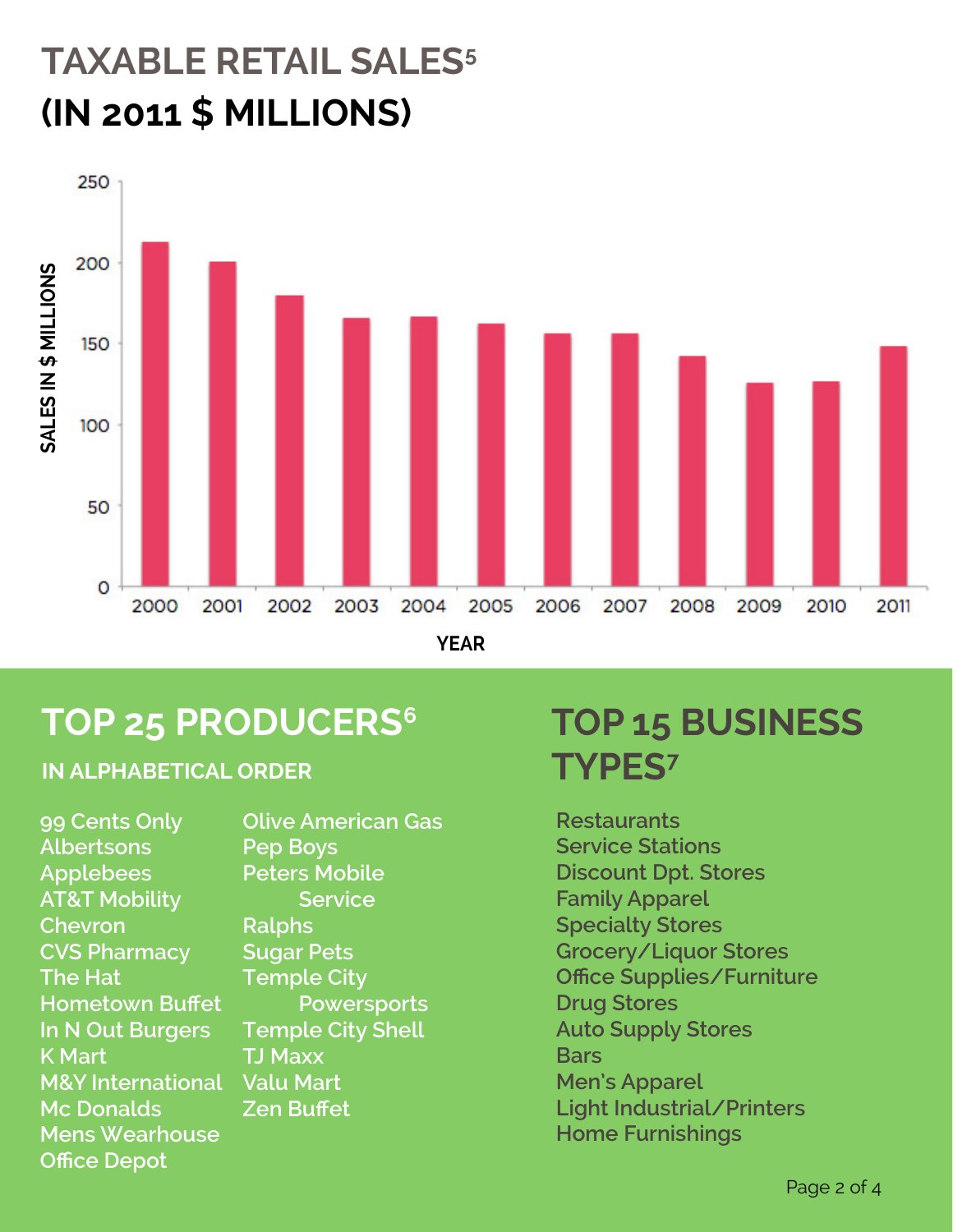# TAXABLE RETAIL SALES[5]
## (IN 2011 $ MILLIONS)

SALES IN $ MILLIONS

250
200
150
100
50
0

2000 2001 2002 2003 2004 2005 2006 2007 2008 2009 2010 2011

YEAR

## TOP 25 PRODUCERS[6]

**IN ALPHABETICAL ORDER**

- 99 Cents Only
- Albertsons
- Applebees
- AT&T Mobility
- Chevron
- CVS Pharmacy
- The Hat
- Hometown Buffet
- In N Out Burgers
- K Mart
- M&Y International
- Mc Donalds
- Mens Wearhouse
- Office Depot
- Olive American Gas
- Pep Boys
- Peters Mobile Service
- Ralphs
- Sugar Pets
- Temple City Powersports
- Temple City Shell
- TJ Maxx
- Valu Mart
- Zen Buffet

## TOP 15 BUSINESS TYPES[7]

- Restaurants
- Service Stations
- Discount Dpt. Stores
- Family Apparel
- Specialty Stores
- Grocery/Liquor Stores
- Office Supplies/Furniture
- Drug Stores
- Auto Supply Stores
- Bars
- Men's Apparel
- Light Industrial/Printers
- Home Furnishings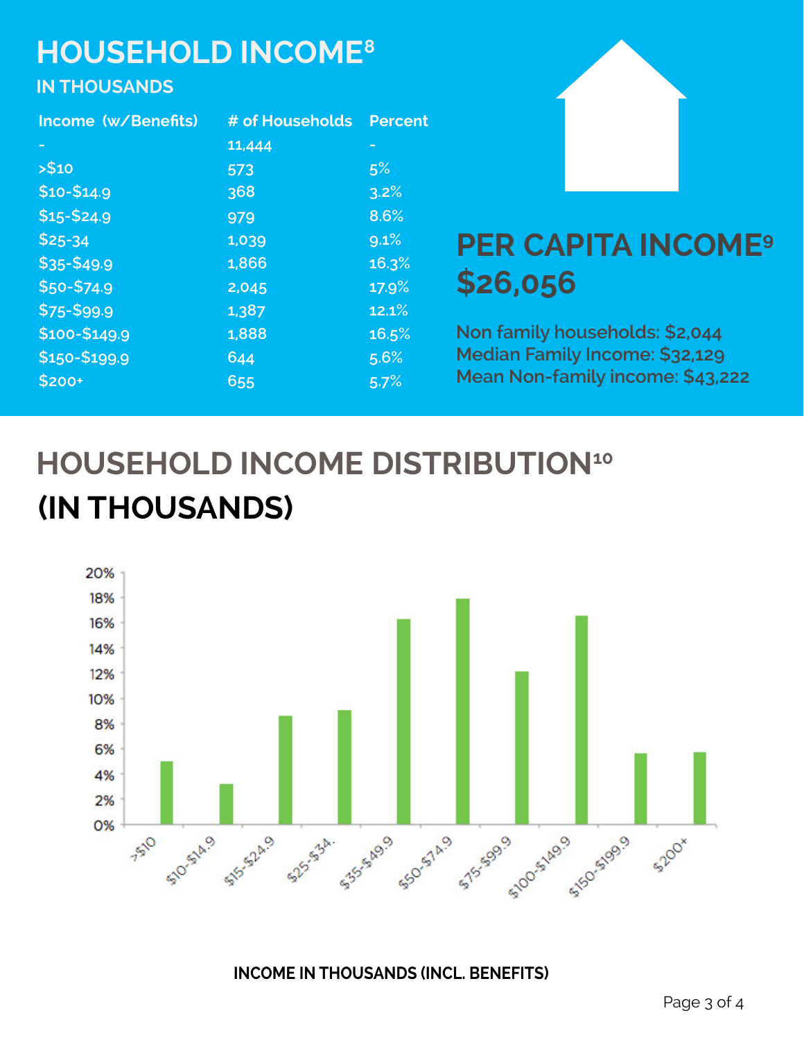# HOUSEHOLD INCOME[8]

## IN THOUSANDS

| Income (w/Benefits) | # of Households | Percent |
|---|---|---|
| - | 11,444 | - |
| >$10 | 573 | 5% |
| $10-$14.9 | 368 | 3.2% |
| $15-$24.9 | 979 | 8.6% |
| $25-34 | 1,039 | 9.1% |
| $35-$49.9 | 1,866 | 16.3% |
| $50-$74.9 | 2,045 | 17.9% |
| $75-$99.9 | 1,387 | 12.1% |
| $100-$149.9 | 1,888 | 16.5% |
| $150-$199.9 | 644 | 5.6% |
| $200+ | 655 | 5.7% |

## PER CAPITA INCOME[9] $26,056

Non family households: $2,044
Median Family Income: $32,129
Mean Non-family income: $43,222

# HOUSEHOLD INCOME DISTRIBUTION[10] (IN THOUSANDS)

| Income | Percent |
|---|---|
| >$10 | 5% |
| $10-$14.9 | 3.2% |
| $15-$24.9 | 8.6% |
| $25-$34. | 9.1% |
| $35-$49.9 | 16.3% |
| $50-$74.9 | 17.9% |
| $75-$99.9 | 12.1% |
| $100-$149.9 | 16.5% |
| $150-$199.9 | 5.6% |
| $200+ | 5.7% |

**INCOME IN THOUSANDS (INCL. BENEFITS)**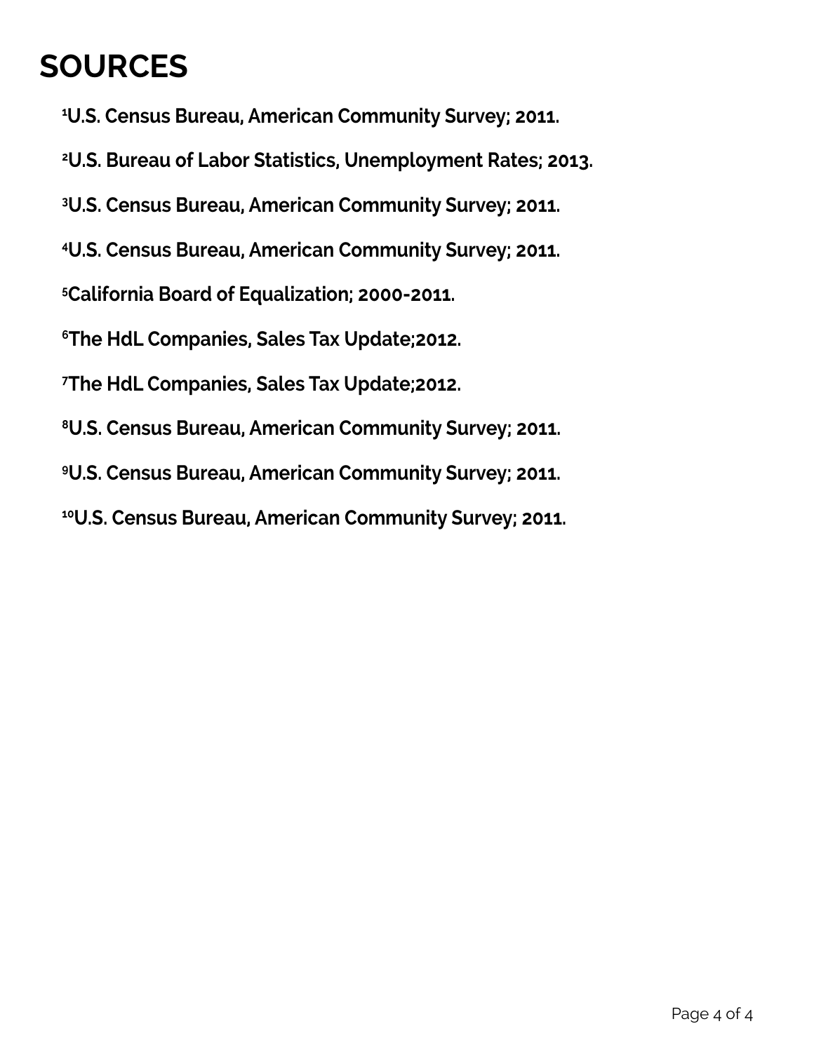# SOURCES

[1]U.S. Census Bureau, American Community Survey; 2011.

[2]U.S. Bureau of Labor Statistics, Unemployment Rates; 2013.

[3]U.S. Census Bureau, American Community Survey; 2011.

[4]U.S. Census Bureau, American Community Survey; 2011.

[5]California Board of Equalization; 2000-2011.

[6]The HdL Companies, Sales Tax Update;2012.

[7]The HdL Companies, Sales Tax Update;2012.

[8]U.S. Census Bureau, American Community Survey; 2011.

[9]U.S. Census Bureau, American Community Survey; 2011.

[10]U.S. Census Bureau, American Community Survey; 2011.